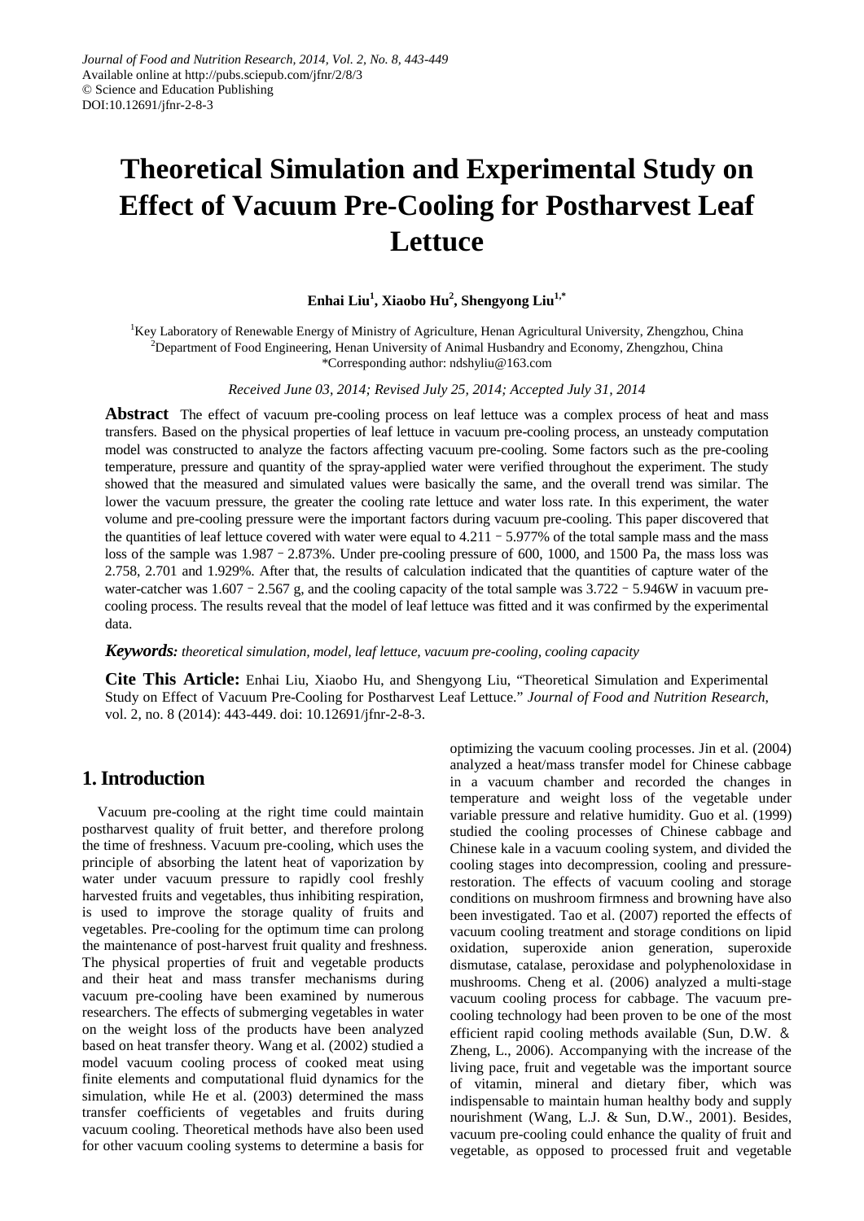*Journal of Food and Nutrition Research, 2014, Vol. 2, No. 8, 443-449*
Available online at http://pubs.sciepub.com/jfnr/2/8/3
© Science and Education Publishing
DOI:10.12691/jfnr-2-8-3

# Theoretical Simulation and Experimental Study on Effect of Vacuum Pre-Cooling for Postharvest Leaf Lettuce

**Enhai Liu[1], Xiaobo Hu[2], Shengyong Liu[1,*]**

[1]Key Laboratory of Renewable Energy of Ministry of Agriculture, Henan Agricultural University, Zhengzhou, China
[2]Department of Food Engineering, Henan University of Animal Husbandry and Economy, Zhengzhou, China
*Corresponding author: ndshyliu@163.com

*Received June 03, 2014; Revised July 25, 2014; Accepted July 31, 2014*

**Abstract** The effect of vacuum pre-cooling process on leaf lettuce was a complex process of heat and mass transfers. Based on the physical properties of leaf lettuce in vacuum pre-cooling process, an unsteady computation model was constructed to analyze the factors affecting vacuum pre-cooling. Some factors such as the pre-cooling temperature, pressure and quantity of the spray-applied water were verified throughout the experiment. The study showed that the measured and simulated values were basically the same, and the overall trend was similar. The lower the vacuum pressure, the greater the cooling rate lettuce and water loss rate. In this experiment, the water volume and pre-cooling pressure were the important factors during vacuum pre-cooling. This paper discovered that the quantities of leaf lettuce covered with water were equal to 4.211﹣5.977% of the total sample mass and the mass loss of the sample was 1.987﹣2.873%. Under pre-cooling pressure of 600, 1000, and 1500 Pa, the mass loss was 2.758, 2.701 and 1.929%. After that, the results of calculation indicated that the quantities of capture water of the water-catcher was 1.607﹣2.567 g, and the cooling capacity of the total sample was 3.722﹣5.946W in vacuum pre-cooling process. The results reveal that the model of leaf lettuce was fitted and it was confirmed by the experimental data.

***Keywords:*** *theoretical simulation, model, leaf lettuce, vacuum pre-cooling, cooling capacity*

**Cite This Article:** Enhai Liu, Xiaobo Hu, and Shengyong Liu, "Theoretical Simulation and Experimental Study on Effect of Vacuum Pre-Cooling for Postharvest Leaf Lettuce." *Journal of Food and Nutrition Research*, vol. 2, no. 8 (2014): 443-449. doi: 10.12691/jfnr-2-8-3.

## 1. Introduction

Vacuum pre-cooling at the right time could maintain postharvest quality of fruit better, and therefore prolong the time of freshness. Vacuum pre-cooling, which uses the principle of absorbing the latent heat of vaporization by water under vacuum pressure to rapidly cool freshly harvested fruits and vegetables, thus inhibiting respiration, is used to improve the storage quality of fruits and vegetables. Pre-cooling for the optimum time can prolong the maintenance of post-harvest fruit quality and freshness. The physical properties of fruit and vegetable products and their heat and mass transfer mechanisms during vacuum pre-cooling have been examined by numerous researchers. The effects of submerging vegetables in water on the weight loss of the products have been analyzed based on heat transfer theory. Wang et al. (2002) studied a model vacuum cooling process of cooked meat using finite elements and computational fluid dynamics for the simulation, while He et al. (2003) determined the mass transfer coefficients of vegetables and fruits during vacuum cooling. Theoretical methods have also been used for other vacuum cooling systems to determine a basis for optimizing the vacuum cooling processes. Jin et al. (2004) analyzed a heat/mass transfer model for Chinese cabbage in a vacuum chamber and recorded the changes in temperature and weight loss of the vegetable under variable pressure and relative humidity. Guo et al. (1999) studied the cooling processes of Chinese cabbage and Chinese kale in a vacuum cooling system, and divided the cooling stages into decompression, cooling and pressure-restoration. The effects of vacuum cooling and storage conditions on mushroom firmness and browning have also been investigated. Tao et al. (2007) reported the effects of vacuum cooling treatment and storage conditions on lipid oxidation, superoxide anion generation, superoxide dismutase, catalase, peroxidase and polyphenoloxidase in mushrooms. Cheng et al. (2006) analyzed a multi-stage vacuum cooling process for cabbage. The vacuum pre-cooling technology had been proven to be one of the most efficient rapid cooling methods available (Sun, D.W. & Zheng, L., 2006). Accompanying with the increase of the living pace, fruit and vegetable was the important source of vitamin, mineral and dietary fiber, which was indispensable to maintain human healthy body and supply nourishment (Wang, L.J. & Sun, D.W., 2001). Besides, vacuum pre-cooling could enhance the quality of fruit and vegetable, as opposed to processed fruit and vegetable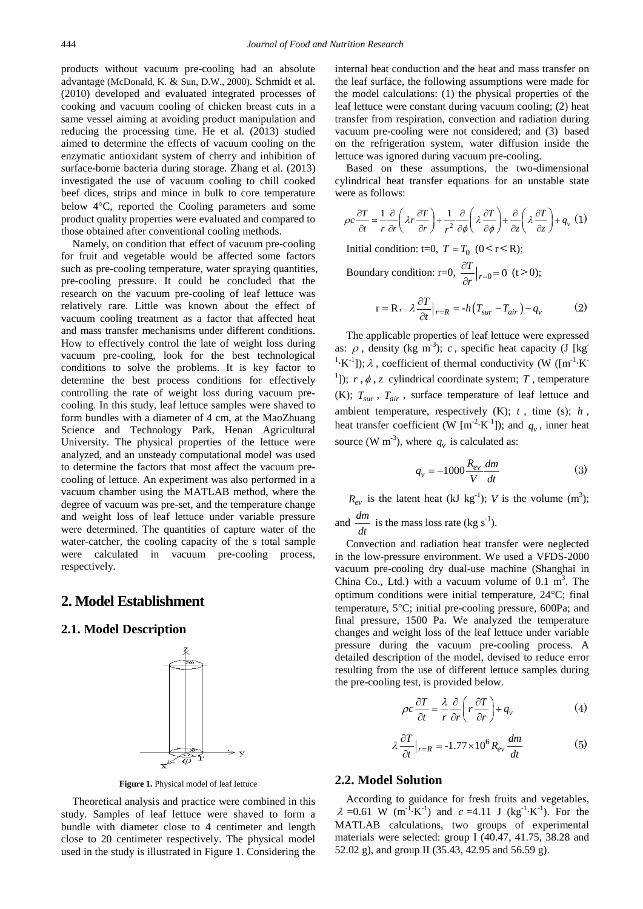products without vacuum pre-cooling had an absolute advantage (McDonald, K. & Sun, D.W., 2000). Schmidt et al. (2010) developed and evaluated integrated processes of cooking and vacuum cooling of chicken breast cuts in a same vessel aiming at avoiding product manipulation and reducing the processing time. He et al. (2013) studied aimed to determine the effects of vacuum cooling on the enzymatic antioxidant system of cherry and inhibition of surface-borne bacteria during storage. Zhang et al. (2013) investigated the use of vacuum cooling to chill cooked beef dices, strips and mince in bulk to core temperature below 4°C, reported the Cooling parameters and some product quality properties were evaluated and compared to those obtained after conventional cooling methods.

Namely, on condition that effect of vacuum pre-cooling for fruit and vegetable would be affected some factors such as pre-cooling temperature, water spraying quantities, pre-cooling pressure. It could be concluded that the research on the vacuum pre-cooling of leaf lettuce was relatively rare. Little was known about the effect of vacuum cooling treatment as a factor that affected heat and mass transfer mechanisms under different conditions. How to effectively control the late of weight loss during vacuum pre-cooling, look for the best technological conditions to solve the problems. It is key factor to determine the best process conditions for effectively controlling the rate of weight loss during vacuum pre-cooling. In this study, leaf lettuce samples were shaved to form bundles with a diameter of 4 cm, at the MaoZhuang Science and Technology Park, Henan Agricultural University. The physical properties of the lettuce were analyzed, and an unsteady computational model was used to determine the factors that most affect the vacuum pre-cooling of lettuce. An experiment was also performed in a vacuum chamber using the MATLAB method, where the degree of vacuum was pre-set, and the temperature change and weight loss of leaf lettuce under variable pressure were determined. The quantities of capture water of the water-catcher, the cooling capacity of the s total sample were calculated in vacuum pre-cooling process, respectively.

# 2. Model Establishment

## 2.1. Model Description

**Figure 1.** Physical model of leaf lettuce

Theoretical analysis and practice were combined in this study. Samples of leaf lettuce were shaved to form a bundle with diameter close to 4 centimeter and length close to 20 centimeter respectively. The physical model used in the study is illustrated in Figure 1. Considering the internal heat conduction and the heat and mass transfer on the leaf surface, the following assumptions were made for the model calculations: (1) the physical properties of the leaf lettuce were constant during vacuum cooling; (2) heat transfer from respiration, convection and radiation during vacuum pre-cooling were not considered; and (3) based on the refrigeration system, water diffusion inside the lettuce was ignored during vacuum pre-cooling.

Based on these assumptions, the two-dimensional cylindrical heat transfer equations for an unstable state were as follows:

$$\rho c\frac{\partial T}{\partial t} = \frac{1}{r}\frac{\partial}{\partial r}\left(\lambda r\frac{\partial T}{\partial r}\right) + \frac{1}{r^2}\frac{\partial}{\partial \phi}\left(\lambda\frac{\partial T}{\partial \phi}\right) + \frac{\partial}{\partial z}\left(\lambda\frac{\partial T}{\partial z}\right) + q_v \quad (1)$$

Initial condition: t=0, $T = T_0$ $(0 < r < R)$;

Boundary condition: r=0, $\frac{\partial T}{\partial r}\Big|_{r=0} = 0$ $(t > 0)$;

$$r = R, \quad \lambda\frac{\partial T}{\partial t}\Big|_{r=R} = -h\left(T_{sur} - T_{air}\right) - q_v \quad (2)$$

The applicable properties of leaf lettuce were expressed as: $\rho$, density (kg m$^{-3}$); $c$, specific heat capacity (J [kg$^{-1}$·K$^{-1}$]); $\lambda$, coefficient of thermal conductivity (W ([m$^{-1}$·K$^{-1}$]); $r$, $\phi$, $z$ cylindrical coordinate system; $T$, temperature (K); $T_{sur}$, $T_{air}$, surface temperature of leaf lettuce and ambient temperature, respectively (K); $t$, time (s); $h$, heat transfer coefficient (W [m$^{-2}$·K$^{-1}$]); and $q_v$, inner heat source (W m$^{-3}$), where $q_v$ is calculated as:

$$q_v = -1000\frac{R_{ev}}{V}\frac{dm}{dt} \quad (3)$$

$R_{ev}$ is the latent heat (kJ kg$^{-1}$); $V$ is the volume (m$^3$); and $\frac{dm}{dt}$ is the mass loss rate (kg s$^{-1}$).

Convection and radiation heat transfer were neglected in the low-pressure environment. We used a VFDS-2000 vacuum pre-cooling dry dual-use machine (Shanghai in China Co., Ltd.) with a vacuum volume of 0.1 m$^3$. The optimum conditions were initial temperature, 24°C; final temperature, 5°C; initial pre-cooling pressure, 600Pa; and final pressure, 1500 Pa. We analyzed the temperature changes and weight loss of the leaf lettuce under variable pressure during the vacuum pre-cooling process. A detailed description of the model, devised to reduce error resulting from the use of different lettuce samples during the pre-cooling test, is provided below.

$$\rho c\frac{\partial T}{\partial t} = \frac{\lambda}{r}\frac{\partial}{\partial r}\left(r\frac{\partial T}{\partial r}\right) + q_v \quad (4)$$

$$\lambda\frac{\partial T}{\partial t}\Big|_{r=R} = -1.77\times 10^6 R_{ev}\frac{dm}{dt} \quad (5)$$

## 2.2. Model Solution

According to guidance for fresh fruits and vegetables, $\lambda$ =0.61 W (m$^{-1}$·K$^{-1}$) and $c$ =4.11 J (kg$^{-1}$·K$^{-1}$). For the MATLAB calculations, two groups of experimental materials were selected: group I (40.47, 41.75, 38.28 and 52.02 g), and group II (35.43, 42.95 and 56.59 g).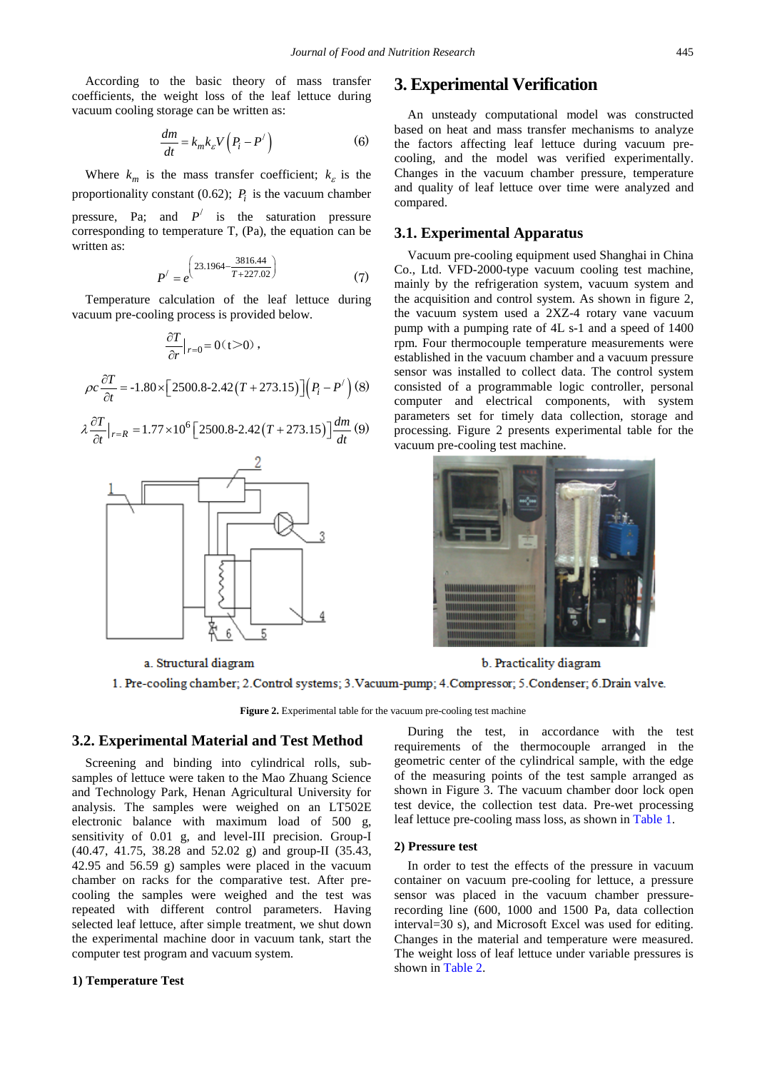According to the basic theory of mass transfer coefficients, the weight loss of the leaf lettuce during vacuum cooling storage can be written as:

$$\frac{dm}{dt} = k_m k_\varepsilon V\left(P_i - P^{/}\right) \tag{6}$$

Where $k_m$ is the mass transfer coefficient; $k_\varepsilon$ is the proportionality constant (0.62); $P_i$ is the vacuum chamber pressure, Pa; and $P^{/}$ is the saturation pressure corresponding to temperature T, (Pa), the equation can be written as:

$$P^{/} = e^{\left(23.1964 - \frac{3816.44}{T+227.02}\right)} \tag{7}$$

Temperature calculation of the leaf lettuce during vacuum pre-cooling process is provided below.

$$\frac{\partial T}{\partial r}\Big|_{r=0} = 0\ (t>0),$$

$$\rho c\frac{\partial T}{\partial t} = -1.80 \times \left[2500.8\text{-}2.42\left(T+273.15\right)\right]\left(P_i - P^{/}\right) \tag{8}$$

$$\lambda\frac{\partial T}{\partial t}\Big|_{r=R} = 1.77\times10^{6}\left[2500.8\text{-}2.42\left(T+273.15\right)\right]\frac{dm}{dt} \tag{9}$$

a. Structural diagram b. Practicality diagram

1. Pre-cooling chamber; 2.Control systems; 3.Vacuum-pump; 4.Compressor; 5.Condenser; 6.Drain valve.

**Figure 2.** Experimental table for the vacuum pre-cooling test machine

# 3. Experimental Verification

An unsteady computational model was constructed based on heat and mass transfer mechanisms to analyze the factors affecting leaf lettuce during vacuum pre-cooling, and the model was verified experimentally. Changes in the vacuum chamber pressure, temperature and quality of leaf lettuce over time were analyzed and compared.

## 3.1. Experimental Apparatus

Vacuum pre-cooling equipment used Shanghai in China Co., Ltd. VFD-2000-type vacuum cooling test machine, mainly by the refrigeration system, vacuum system and the acquisition and control system. As shown in figure 2, the vacuum system used a 2XZ-4 rotary vane vacuum pump with a pumping rate of 4L s-1 and a speed of 1400 rpm. Four thermocouple temperature measurements were established in the vacuum chamber and a vacuum pressure sensor was installed to collect data. The control system consisted of a programmable logic controller, personal computer and electrical components, with system parameters set for timely data collection, storage and processing. Figure 2 presents experimental table for the vacuum pre-cooling test machine.

## 3.2. Experimental Material and Test Method

Screening and binding into cylindrical rolls, sub-samples of lettuce were taken to the Mao Zhuang Science and Technology Park, Henan Agricultural University for analysis. The samples were weighed on an LT502E electronic balance with maximum load of 500 g, sensitivity of 0.01 g, and level-III precision. Group-I (40.47, 41.75, 38.28 and 52.02 g) and group-II (35.43, 42.95 and 56.59 g) samples were placed in the vacuum chamber on racks for the comparative test. After pre-cooling the samples were weighed and the test was repeated with different control parameters. Having selected leaf lettuce, after simple treatment, we shut down the experimental machine door in vacuum tank, start the computer test program and vacuum system.

**1) Temperature Test**

During the test, in accordance with the test requirements of the thermocouple arranged in the geometric center of the cylindrical sample, with the edge of the measuring points of the test sample arranged as shown in Figure 3. The vacuum chamber door lock open test device, the collection test data. Pre-wet processing leaf lettuce pre-cooling mass loss, as shown in Table 1.

**2) Pressure test**

In order to test the effects of the pressure in vacuum container on vacuum pre-cooling for lettuce, a pressure sensor was placed in the vacuum chamber pressure-recording line (600, 1000 and 1500 Pa, data collection interval=30 s), and Microsoft Excel was used for editing. Changes in the material and temperature were measured. The weight loss of leaf lettuce under variable pressures is shown in Table 2.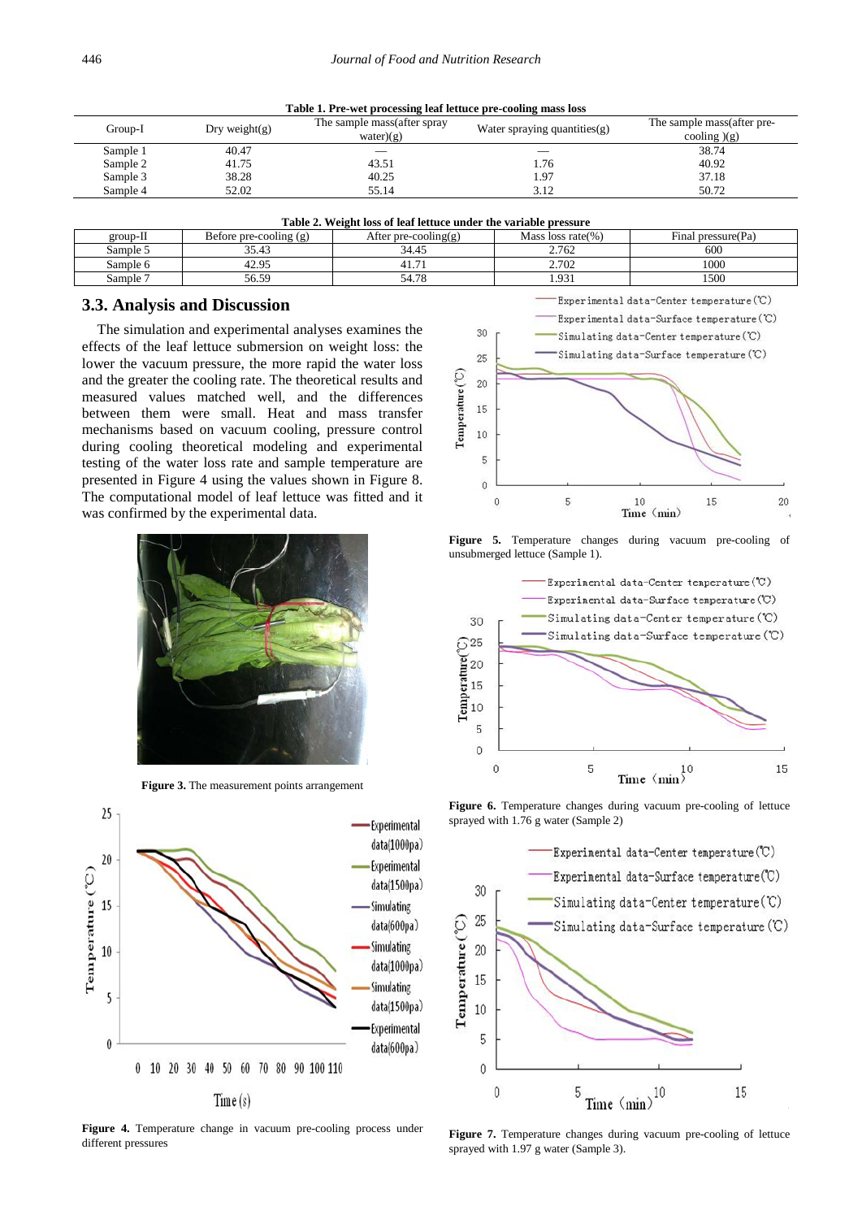**Table 1. Pre-wet processing leaf lettuce pre-cooling mass loss**

| Group-I | Dry weight(g) | The sample mass(after spray water)(g) | Water spraying quantities(g) | The sample mass(after pre-cooling )(g) |
|---|---|---|---|---|
| Sample 1 | 40.47 | — | — | 38.74 |
| Sample 2 | 41.75 | 43.51 | 1.76 | 40.92 |
| Sample 3 | 38.28 | 40.25 | 1.97 | 37.18 |
| Sample 4 | 52.02 | 55.14 | 3.12 | 50.72 |

**Table 2. Weight loss of leaf lettuce under the variable pressure**

| group-II | Before pre-cooling (g) | After pre-cooling(g) | Mass loss rate(%) | Final pressure(Pa) |
|---|---|---|---|---|
| Sample 5 | 35.43 | 34.45 | 2.762 | 600 |
| Sample 6 | 42.95 | 41.71 | 2.702 | 1000 |
| Sample 7 | 56.59 | 54.78 | 1.931 | 1500 |

## 3.3. Analysis and Discussion

The simulation and experimental analyses examines the effects of the leaf lettuce submersion on weight loss: the lower the vacuum pressure, the more rapid the water loss and the greater the cooling rate. The theoretical results and measured values matched well, and the differences between them were small. Heat and mass transfer mechanisms based on vacuum cooling, pressure control during cooling theoretical modeling and experimental testing of the water loss rate and sample temperature are presented in Figure 4 using the values shown in Figure 8. The computational model of leaf lettuce was fitted and it was confirmed by the experimental data.

**Figure 3.** The measurement points arrangement

**Figure 4.** Temperature change in vacuum pre-cooling process under different pressures

**Figure 5.** Temperature changes during vacuum pre-cooling of unsubmerged lettuce (Sample 1).

**Figure 6.** Temperature changes during vacuum pre-cooling of lettuce sprayed with 1.76 g water (Sample 2)

**Figure 7.** Temperature changes during vacuum pre-cooling of lettuce sprayed with 1.97 g water (Sample 3).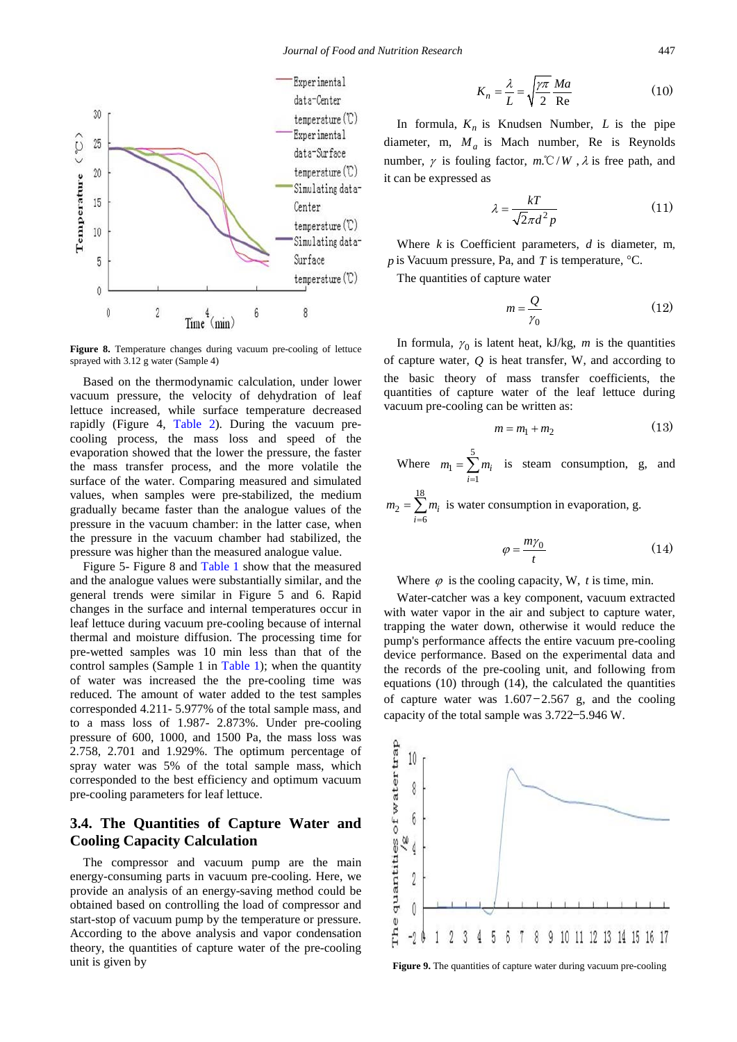Figure 8. Temperature changes during vacuum pre-cooling of lettuce sprayed with 3.12 g water (Sample 4)

Based on the thermodynamic calculation, under lower vacuum pressure, the velocity of dehydration of leaf lettuce increased, while surface temperature decreased rapidly (Figure 4, Table 2). During the vacuum pre-cooling process, the mass loss and speed of the evaporation showed that the lower the pressure, the faster the mass transfer process, and the more volatile the surface of the water. Comparing measured and simulated values, when samples were pre-stabilized, the medium gradually became faster than the analogue values of the pressure in the vacuum chamber: in the latter case, when the pressure in the vacuum chamber had stabilized, the pressure was higher than the measured analogue value.

Figure 5- Figure 8 and Table 1 show that the measured and the analogue values were substantially similar, and the general trends were similar in Figure 5 and 6. Rapid changes in the surface and internal temperatures occur in leaf lettuce during vacuum pre-cooling because of internal thermal and moisture diffusion. The processing time for pre-wetted samples was 10 min less than that of the control samples (Sample 1 in Table 1); when the quantity of water was increased the the pre-cooling time was reduced. The amount of water added to the test samples corresponded 4.211- 5.977% of the total sample mass, and to a mass loss of 1.987- 2.873%. Under pre-cooling pressure of 600, 1000, and 1500 Pa, the mass loss was 2.758, 2.701 and 1.929%. The optimum percentage of spray water was 5% of the total sample mass, which corresponded to the best efficiency and optimum vacuum pre-cooling parameters for leaf lettuce.

## 3.4. The Quantities of Capture Water and Cooling Capacity Calculation

The compressor and vacuum pump are the main energy-consuming parts in vacuum pre-cooling. Here, we provide an analysis of an energy-saving method could be obtained based on controlling the load of compressor and start-stop of vacuum pump by the temperature or pressure. According to the above analysis and vapor condensation theory, the quantities of capture water of the pre-cooling unit is given by

$$K_n = \frac{\lambda}{L} = \sqrt{\frac{\gamma\pi}{2}}\frac{Ma}{\text{Re}} \tag{10}$$

In formula, $K_n$ is Knudsen Number, $L$ is the pipe diameter, m, $M_a$ is Mach number, Re is Reynolds number, $\gamma$ is fouling factor, $m.℃/W$, $\lambda$ is free path, and it can be expressed as

$$\lambda = \frac{kT}{\sqrt{2}\pi d^2 p} \tag{11}$$

Where $k$ is Coefficient parameters, $d$ is diameter, m, $p$ is Vacuum pressure, Pa, and $T$ is temperature, °C.

The quantities of capture water

$$m = \frac{Q}{\gamma_0} \tag{12}$$

In formula, $\gamma_0$ is latent heat, kJ/kg, $m$ is the quantities of capture water, $Q$ is heat transfer, W, and according to the basic theory of mass transfer coefficients, the quantities of capture water of the leaf lettuce during vacuum pre-cooling can be written as:

$$m = m_1 + m_2 \tag{13}$$

Where $m_1 = \sum_{i=1}^{5} m_i$ is steam consumption, g, and $m_2 = \sum_{i=6}^{18} m_i$ is water consumption in evaporation, g.

$$\varphi = \frac{m\gamma_0}{t} \tag{14}$$

Where $\varphi$ is the cooling capacity, W, $t$ is time, min.

Water-catcher was a key component, vacuum extracted with water vapor in the air and subject to capture water, trapping the water down, otherwise it would reduce the pump's performance affects the entire vacuum pre-cooling device performance. Based on the experimental data and the records of the pre-cooling unit, and following from equations (10) through (14), the calculated the quantities of capture water was 1.607−2.567 g, and the cooling capacity of the total sample was 3.722−5.946 W.

Figure 9. The quantities of capture water during vacuum pre-cooling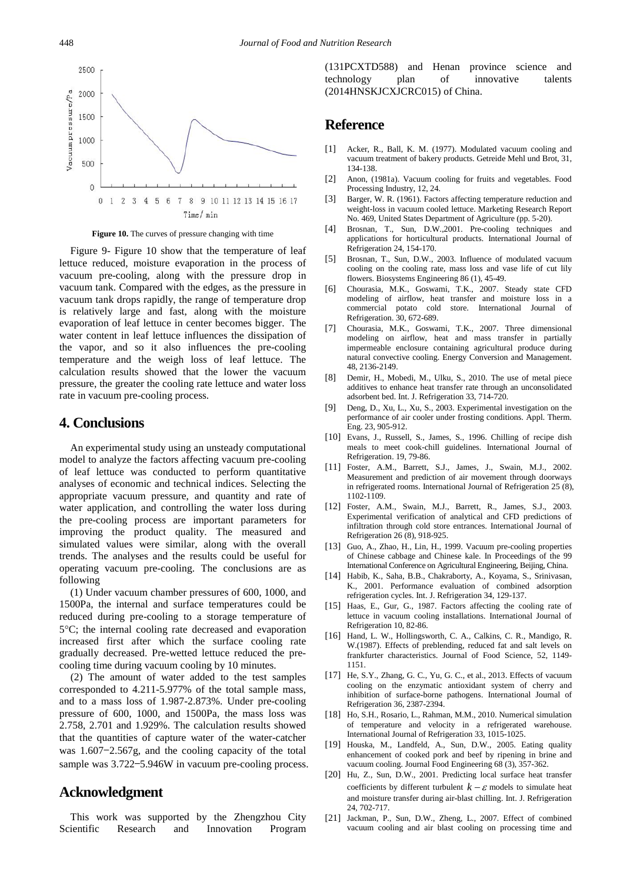Figure 10. The curves of pressure changing with time

Figure 9- Figure 10 show that the temperature of leaf lettuce reduced, moisture evaporation in the process of vacuum pre-cooling, along with the pressure drop in vacuum tank. Compared with the edges, as the pressure in vacuum tank drops rapidly, the range of temperature drop is relatively large and fast, along with the moisture evaporation of leaf lettuce in center becomes bigger. The water content in leaf lettuce influences the dissipation of the vapor, and so it also influences the pre-cooling temperature and the weigh loss of leaf lettuce. The calculation results showed that the lower the vacuum pressure, the greater the cooling rate lettuce and water loss rate in vacuum pre-cooling process.

## 4. Conclusions

An experimental study using an unsteady computational model to analyze the factors affecting vacuum pre-cooling of leaf lettuce was conducted to perform quantitative analyses of economic and technical indices. Selecting the appropriate vacuum pressure, and quantity and rate of water application, and controlling the water loss during the pre-cooling process are important parameters for improving the product quality. The measured and simulated values were similar, along with the overall trends. The analyses and the results could be useful for operating vacuum pre-cooling. The conclusions are as following

(1) Under vacuum chamber pressures of 600, 1000, and 1500Pa, the internal and surface temperatures could be reduced during pre-cooling to a storage temperature of 5°C; the internal cooling rate decreased and evaporation increased first after which the surface cooling rate gradually decreased. Pre-wetted lettuce reduced the pre-cooling time during vacuum cooling by 10 minutes.

(2) The amount of water added to the test samples corresponded to 4.211-5.977% of the total sample mass, and to a mass loss of 1.987-2.873%. Under pre-cooling pressure of 600, 1000, and 1500Pa, the mass loss was 2.758, 2.701 and 1.929%. The calculation results showed that the quantities of capture water of the water-catcher was 1.607−2.567g, and the cooling capacity of the total sample was 3.722−5.946W in vacuum pre-cooling process.

## Acknowledgment

This work was supported by the Zhengzhou City Scientific Research and Innovation Program (131PCXTD588) and Henan province science and technology plan of innovative talents (2014HNSKJCXJCRC015) of China.

## Reference

[1] Acker, R., Ball, K. M. (1977). Modulated vacuum cooling and vacuum treatment of bakery products. Getreide Mehl und Brot, 31, 134-138.

[2] Anon, (1981a). Vacuum cooling for fruits and vegetables. Food Processing Industry, 12, 24.

[3] Barger, W. R. (1961). Factors affecting temperature reduction and weight-loss in vacuum cooled lettuce. Marketing Research Report No. 469, United States Department of Agriculture (pp. 5-20).

[4] Brosnan, T., Sun, D.W.,2001. Pre-cooling techniques and applications for horticultural products. International Journal of Refrigeration 24, 154-170.

[5] Brosnan, T., Sun, D.W., 2003. Influence of modulated vacuum cooling on the cooling rate, mass loss and vase life of cut lily flowers. Biosystems Engineering 86 (1), 45-49.

[6] Chourasia, M.K., Goswami, T.K., 2007. Steady state CFD modeling of airflow, heat transfer and moisture loss in a commercial potato cold store. International Journal of Refrigeration. 30, 672-689.

[7] Chourasia, M.K., Goswami, T.K., 2007. Three dimensional modeling on airflow, heat and mass transfer in partially impermeable enclosure containing agricultural produce during natural convective cooling. Energy Conversion and Management. 48, 2136-2149.

[8] Demir, H., Mobedi, M., Ulku, S., 2010. The use of metal piece additives to enhance heat transfer rate through an unconsolidated adsorbent bed. Int. J. Refrigeration 33, 714-720.

[9] Deng, D., Xu, L., Xu, S., 2003. Experimental investigation on the performance of air cooler under frosting conditions. Appl. Therm. Eng. 23, 905-912.

[10] Evans, J., Russell, S., James, S., 1996. Chilling of recipe dish meals to meet cook-chill guidelines. International Journal of Refrigeration. 19, 79-86.

[11] Foster, A.M., Barrett, S.J., James, J., Swain, M.J., 2002. Measurement and prediction of air movement through doorways in refrigerated rooms. International Journal of Refrigeration 25 (8), 1102-1109.

[12] Foster, A.M., Swain, M.J., Barrett, R., James, S.J., 2003. Experimental verification of analytical and CFD predictions of infiltration through cold store entrances. International Journal of Refrigeration 26 (8), 918-925.

[13] Guo, A., Zhao, H., Lin, H., 1999. Vacuum pre-cooling properties of Chinese cabbage and Chinese kale. In Proceedings of the 99 International Conference on Agricultural Engineering, Beijing, China.

[14] Habib, K., Saha, B.B., Chakraborty, A., Koyama, S., Srinivasan, K., 2001. Performance evaluation of combined adsorption refrigeration cycles. Int. J. Refrigeration 34, 129-137.

[15] Haas, E., Gur, G., 1987. Factors affecting the cooling rate of lettuce in vacuum cooling installations. International Journal of Refrigeration 10, 82-86.

[16] Hand, L. W., Hollingsworth, C. A., Calkins, C. R., Mandigo, R. W.(1987). Effects of preblending, reduced fat and salt levels on frankfurter characteristics. Journal of Food Science, 52, 1149-1151.

[17] He, S.Y., Zhang, G. C., Yu, G. C., et al., 2013. Effects of vacuum cooling on the enzymatic antioxidant system of cherry and inhibition of surface-borne pathogens. International Journal of Refrigeration 36, 2387-2394.

[18] Ho, S.H., Rosario, L., Rahman, M.M., 2010. Numerical simulation of temperature and velocity in a refrigerated warehouse. International Journal of Refrigeration 33, 1015-1025.

[19] Houska, M., Landfeld, A., Sun, D.W., 2005. Eating quality enhancement of cooked pork and beef by ripening in brine and vacuum cooling. Journal Food Engineering 68 (3), 357-362.

[20] Hu, Z., Sun, D.W., 2001. Predicting local surface heat transfer coefficients by different turbulent $k-\varepsilon$ models to simulate heat and moisture transfer during air-blast chilling. Int. J. Refrigeration 24, 702-717.

[21] Jackman, P., Sun, D.W., Zheng, L., 2007. Effect of combined vacuum cooling and air blast cooling on processing time and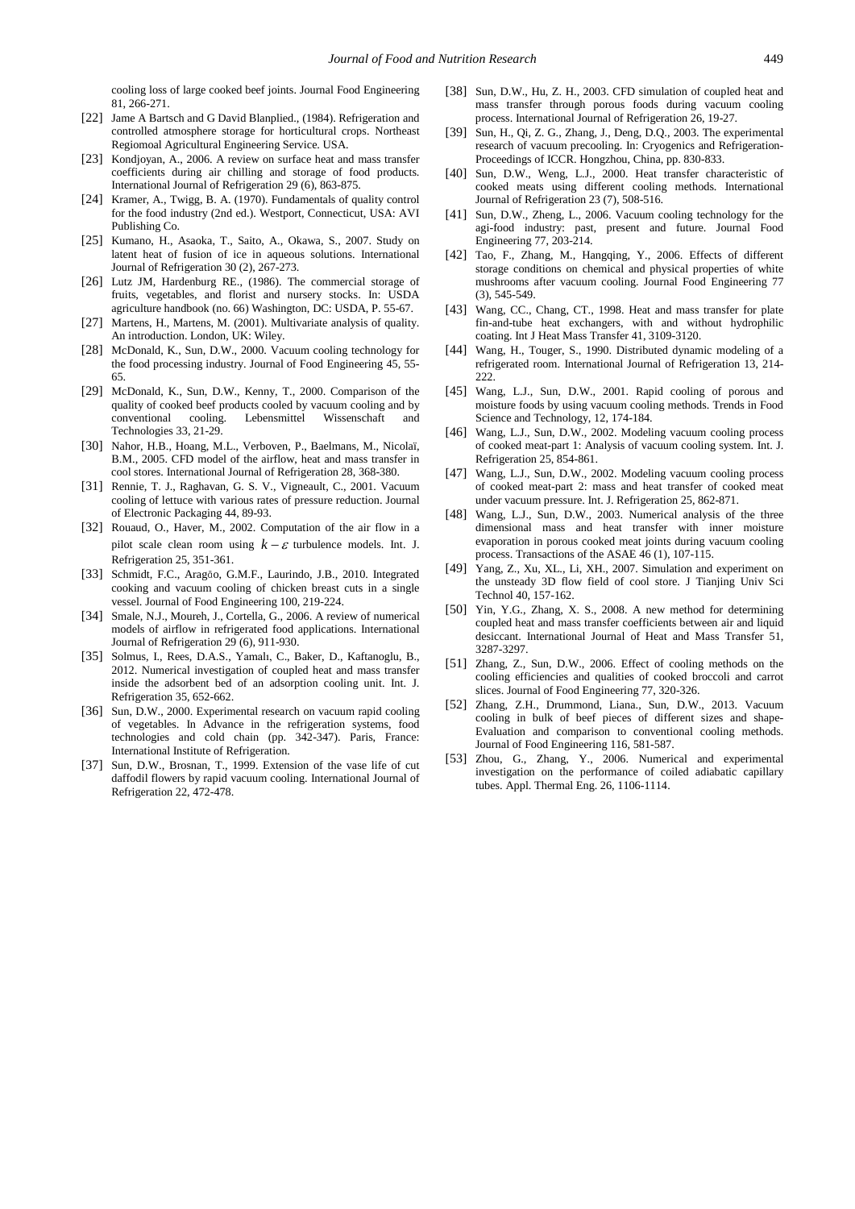cooling loss of large cooked beef joints. Journal Food Engineering 81, 266-271.

[22] Jame A Bartsch and G David Blanplied., (1984). Refrigeration and controlled atmosphere storage for horticultural crops. Northeast Regiomoal Agricultural Engineering Service. USA.

[23] Kondjoyan, A., 2006. A review on surface heat and mass transfer coefficients during air chilling and storage of food products. International Journal of Refrigeration 29 (6), 863-875.

[24] Kramer, A., Twigg, B. A. (1970). Fundamentals of quality control for the food industry (2nd ed.). Westport, Connecticut, USA: AVI Publishing Co.

[25] Kumano, H., Asaoka, T., Saito, A., Okawa, S., 2007. Study on latent heat of fusion of ice in aqueous solutions. International Journal of Refrigeration 30 (2), 267-273.

[26] Lutz JM, Hardenburg RE., (1986). The commercial storage of fruits, vegetables, and florist and nursery stocks. In: USDA agriculture handbook (no. 66) Washington, DC: USDA, P. 55-67.

[27] Martens, H., Martens, M. (2001). Multivariate analysis of quality. An introduction. London, UK: Wiley.

[28] McDonald, K., Sun, D.W., 2000. Vacuum cooling technology for the food processing industry. Journal of Food Engineering 45, 55-65.

[29] McDonald, K., Sun, D.W., Kenny, T., 2000. Comparison of the quality of cooked beef products cooled by vacuum cooling and by conventional cooling. Lebensmittel Wissenschaft and Technologies 33, 21-29.

[30] Nahor, H.B., Hoang, M.L., Verboven, P., Baelmans, M., Nicolaï, B.M., 2005. CFD model of the airflow, heat and mass transfer in cool stores. International Journal of Refrigeration 28, 368-380.

[31] Rennie, T. J., Raghavan, G. S. V., Vigneault, C., 2001. Vacuum cooling of lettuce with various rates of pressure reduction. Journal of Electronic Packaging 44, 89-93.

[32] Rouaud, O., Haver, M., 2002. Computation of the air flow in a pilot scale clean room using $k-\varepsilon$ turbulence models. Int. J. Refrigeration 25, 351-361.

[33] Schmidt, F.C., Aragõo, G.M.F., Laurindo, J.B., 2010. Integrated cooking and vacuum cooling of chicken breast cuts in a single vessel. Journal of Food Engineering 100, 219-224.

[34] Smale, N.J., Moureh, J., Cortella, G., 2006. A review of numerical models of airflow in refrigerated food applications. International Journal of Refrigeration 29 (6), 911-930.

[35] Solmus, I., Rees, D.A.S., Yamalı, C., Baker, D., Kaftanoglu, B., 2012. Numerical investigation of coupled heat and mass transfer inside the adsorbent bed of an adsorption cooling unit. Int. J. Refrigeration 35, 652-662.

[36] Sun, D.W., 2000. Experimental research on vacuum rapid cooling of vegetables. In Advance in the refrigeration systems, food technologies and cold chain (pp. 342-347). Paris, France: International Institute of Refrigeration.

[37] Sun, D.W., Brosnan, T., 1999. Extension of the vase life of cut daffodil flowers by rapid vacuum cooling. International Journal of Refrigeration 22, 472-478.

[38] Sun, D.W., Hu, Z. H., 2003. CFD simulation of coupled heat and mass transfer through porous foods during vacuum cooling process. International Journal of Refrigeration 26, 19-27.

[39] Sun, H., Qi, Z. G., Zhang, J., Deng, D.Q., 2003. The experimental research of vacuum precooling. In: Cryogenics and Refrigeration-Proceedings of ICCR. Hongzhou, China, pp. 830-833.

[40] Sun, D.W., Weng, L.J., 2000. Heat transfer characteristic of cooked meats using different cooling methods. International Journal of Refrigeration 23 (7), 508-516.

[41] Sun, D.W., Zheng, L., 2006. Vacuum cooling technology for the agi-food industry: past, present and future. Journal Food Engineering 77, 203-214.

[42] Tao, F., Zhang, M., Hangqing, Y., 2006. Effects of different storage conditions on chemical and physical properties of white mushrooms after vacuum cooling. Journal Food Engineering 77 (3), 545-549.

[43] Wang, CC., Chang, CT., 1998. Heat and mass transfer for plate fin-and-tube heat exchangers, with and without hydrophilic coating. Int J Heat Mass Transfer 41, 3109-3120.

[44] Wang, H., Touger, S., 1990. Distributed dynamic modeling of a refrigerated room. International Journal of Refrigeration 13, 214-222.

[45] Wang, L.J., Sun, D.W., 2001. Rapid cooling of porous and moisture foods by using vacuum cooling methods. Trends in Food Science and Technology, 12, 174-184.

[46] Wang, L.J., Sun, D.W., 2002. Modeling vacuum cooling process of cooked meat-part 1: Analysis of vacuum cooling system. Int. J. Refrigeration 25, 854-861.

[47] Wang, L.J., Sun, D.W., 2002. Modeling vacuum cooling process of cooked meat-part 2: mass and heat transfer of cooked meat under vacuum pressure. Int. J. Refrigeration 25, 862-871.

[48] Wang, L.J., Sun, D.W., 2003. Numerical analysis of the three dimensional mass and heat transfer with inner moisture evaporation in porous cooked meat joints during vacuum cooling process. Transactions of the ASAE 46 (1), 107-115.

[49] Yang, Z., Xu, XL., Li, XH., 2007. Simulation and experiment on the unsteady 3D flow field of cool store. J Tianjing Univ Sci Technol 40, 157-162.

[50] Yin, Y.G., Zhang, X. S., 2008. A new method for determining coupled heat and mass transfer coefficients between air and liquid desiccant. International Journal of Heat and Mass Transfer 51, 3287-3297.

[51] Zhang, Z., Sun, D.W., 2006. Effect of cooling methods on the cooling efficiencies and qualities of cooked broccoli and carrot slices. Journal of Food Engineering 77, 320-326.

[52] Zhang, Z.H., Drummond, Liana., Sun, D.W., 2013. Vacuum cooling in bulk of beef pieces of different sizes and shape-Evaluation and comparison to conventional cooling methods. Journal of Food Engineering 116, 581-587.

[53] Zhou, G., Zhang, Y., 2006. Numerical and experimental investigation on the performance of coiled adiabatic capillary tubes. Appl. Thermal Eng. 26, 1106-1114.